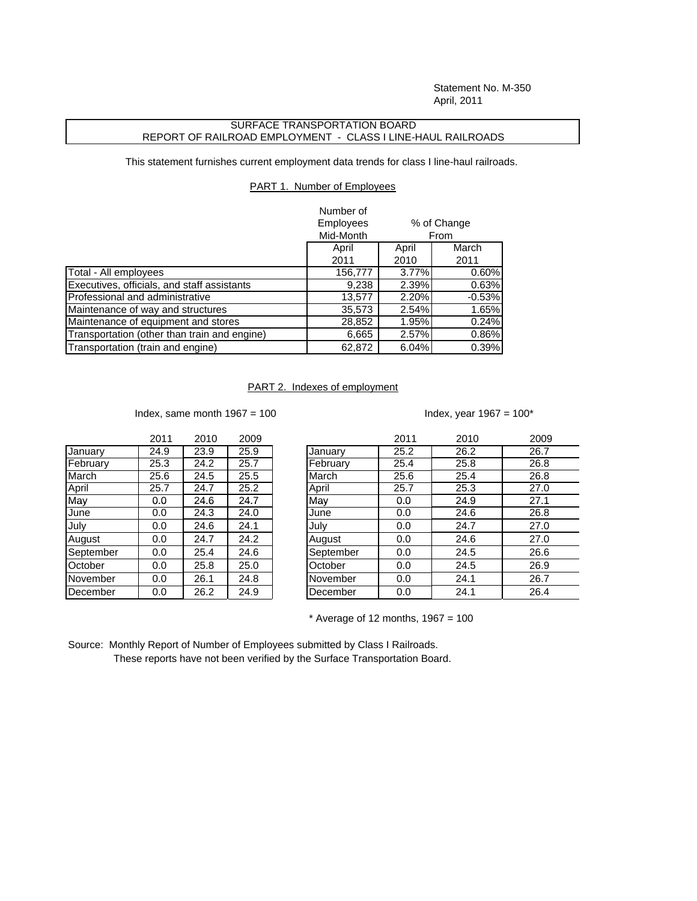Statement No. M-350
April, 2011

# SURFACE TRANSPORTATION BOARD
## REPORT OF RAILROAD EMPLOYMENT - CLASS I LINE-HAUL RAILROADS

This statement furnishes current employment data trends for class I line-haul railroads.

### PART 1. Number of Employees

| | Number of Employees Mid-Month | % of Change From | |
|---|---|---|---|
| | April 2011 | April 2010 | March 2011 |
| Total - All employees | 156,777 | 3.77% | 0.60% |
| Executives, officials, and staff assistants | 9,238 | 2.39% | 0.63% |
| Professional and administrative | 13,577 | 2.20% | -0.53% |
| Maintenance of way and structures | 35,573 | 2.54% | 1.65% |
| Maintenance of equipment and stores | 28,852 | 1.95% | 0.24% |
| Transportation (other than train and engine) | 6,665 | 2.57% | 0.86% |
| Transportation (train and engine) | 62,872 | 6.04% | 0.39% |

### PART 2. Indexes of employment

Index, same month 1967 = 100

| | 2011 | 2010 | 2009 |
|---|---|---|---|
| January | 24.9 | 23.9 | 25.9 |
| February | 25.3 | 24.2 | 25.7 |
| March | 25.6 | 24.5 | 25.5 |
| April | 25.7 | 24.7 | 25.2 |
| May | 0.0 | 24.6 | 24.7 |
| June | 0.0 | 24.3 | 24.0 |
| July | 0.0 | 24.6 | 24.1 |
| August | 0.0 | 24.7 | 24.2 |
| September | 0.0 | 25.4 | 24.6 |
| October | 0.0 | 25.8 | 25.0 |
| November | 0.0 | 26.1 | 24.8 |
| December | 0.0 | 26.2 | 24.9 |

Index, year 1967 = 100*

| | 2011 | 2010 | 2009 |
|---|---|---|---|
| January | 25.2 | 26.2 | 26.7 |
| February | 25.4 | 25.8 | 26.8 |
| March | 25.6 | 25.4 | 26.8 |
| April | 25.7 | 25.3 | 27.0 |
| May | 0.0 | 24.9 | 27.1 |
| June | 0.0 | 24.6 | 26.8 |
| July | 0.0 | 24.7 | 27.0 |
| August | 0.0 | 24.6 | 27.0 |
| September | 0.0 | 24.5 | 26.6 |
| October | 0.0 | 24.5 | 26.9 |
| November | 0.0 | 24.1 | 26.7 |
| December | 0.0 | 24.1 | 26.4 |

* Average of 12 months, 1967 = 100

Source: Monthly Report of Number of Employees submitted by Class I Railroads.
These reports have not been verified by the Surface Transportation Board.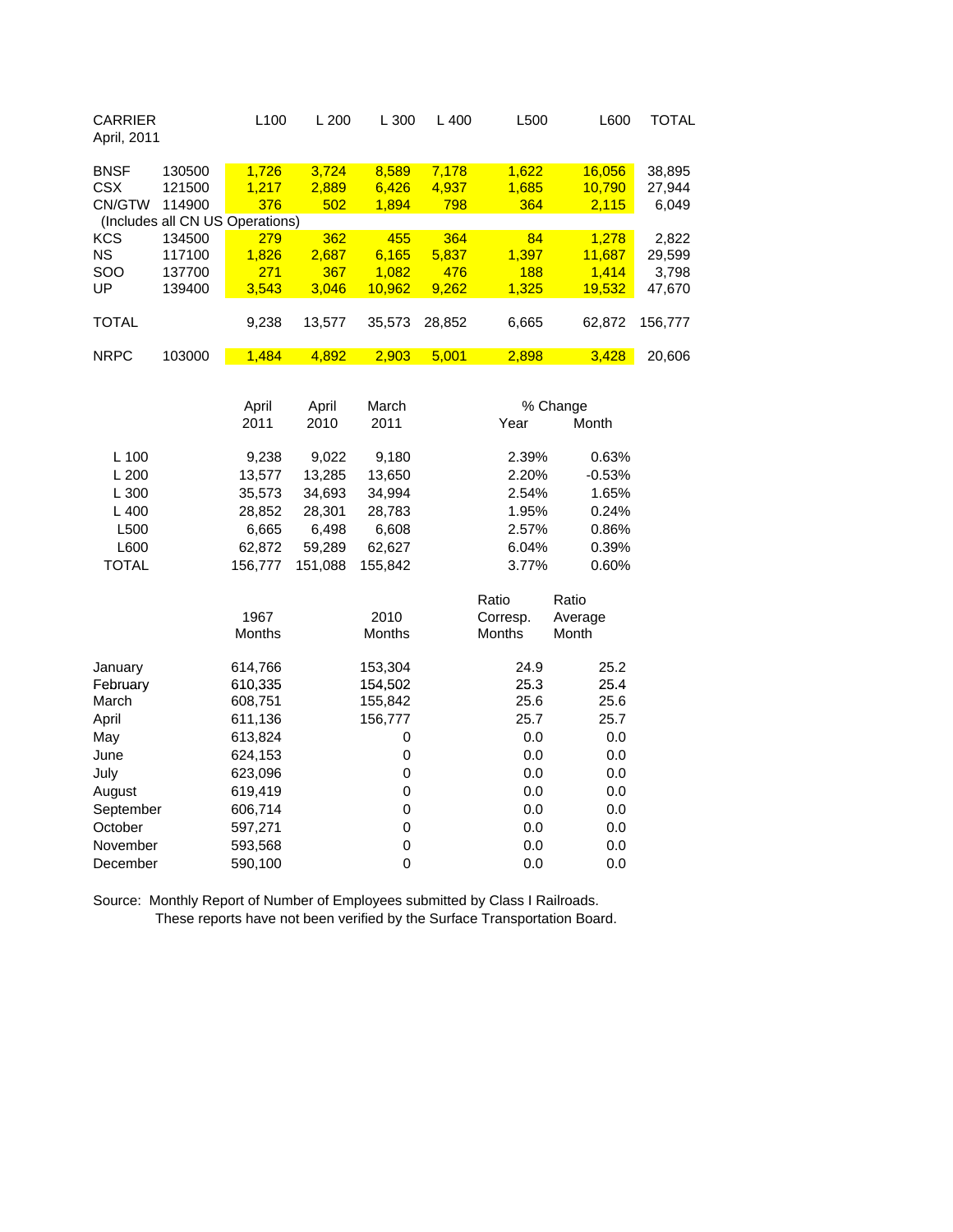| CARRIER April, 2011 | | L100 | L 200 | L 300 | L 400 | L500 | L600 | TOTAL |
|---|---|---|---|---|---|---|---|---|
| BNSF | 130500 | 1,726 | 3,724 | 8,589 | 7,178 | 1,622 | 16,056 | 38,895 |
| CSX | 121500 | 1,217 | 2,889 | 6,426 | 4,937 | 1,685 | 10,790 | 27,944 |
| CN/GTW | 114900 | 376 | 502 | 1,894 | 798 | 364 | 2,115 | 6,049 |
| (Includes all CN US Operations) | | | | | | | | |
| KCS | 134500 | 279 | 362 | 455 | 364 | 84 | 1,278 | 2,822 |
| NS | 117100 | 1,826 | 2,687 | 6,165 | 5,837 | 1,397 | 11,687 | 29,599 |
| SOO | 137700 | 271 | 367 | 1,082 | 476 | 188 | 1,414 | 3,798 |
| UP | 139400 | 3,543 | 3,046 | 10,962 | 9,262 | 1,325 | 19,532 | 47,670 |
| TOTAL | | 9,238 | 13,577 | 35,573 | 28,852 | 6,665 | 62,872 | 156,777 |
| NRPC | 103000 | 1,484 | 4,892 | 2,903 | 5,001 | 2,898 | 3,428 | 20,606 |

| | April 2011 | April 2010 | March 2011 | % Change Year | % Change Month |
|---|---|---|---|---|---|
| L 100 | 9,238 | 9,022 | 9,180 | 2.39% | 0.63% |
| L 200 | 13,577 | 13,285 | 13,650 | 2.20% | -0.53% |
| L 300 | 35,573 | 34,693 | 34,994 | 2.54% | 1.65% |
| L 400 | 28,852 | 28,301 | 28,783 | 1.95% | 0.24% |
| L500 | 6,665 | 6,498 | 6,608 | 2.57% | 0.86% |
| L600 | 62,872 | 59,289 | 62,627 | 6.04% | 0.39% |
| TOTAL | 156,777 | 151,088 | 155,842 | 3.77% | 0.60% |

| | 1967 Months | 2010 Months | Ratio Corresp. Months | Ratio Average Month |
|---|---|---|---|---|
| January | 614,766 | 153,304 | 24.9 | 25.2 |
| February | 610,335 | 154,502 | 25.3 | 25.4 |
| March | 608,751 | 155,842 | 25.6 | 25.6 |
| April | 611,136 | 156,777 | 25.7 | 25.7 |
| May | 613,824 | 0 | 0.0 | 0.0 |
| June | 624,153 | 0 | 0.0 | 0.0 |
| July | 623,096 | 0 | 0.0 | 0.0 |
| August | 619,419 | 0 | 0.0 | 0.0 |
| September | 606,714 | 0 | 0.0 | 0.0 |
| October | 597,271 | 0 | 0.0 | 0.0 |
| November | 593,568 | 0 | 0.0 | 0.0 |
| December | 590,100 | 0 | 0.0 | 0.0 |

Source: Monthly Report of Number of Employees submitted by Class I Railroads.
These reports have not been verified by the Surface Transportation Board.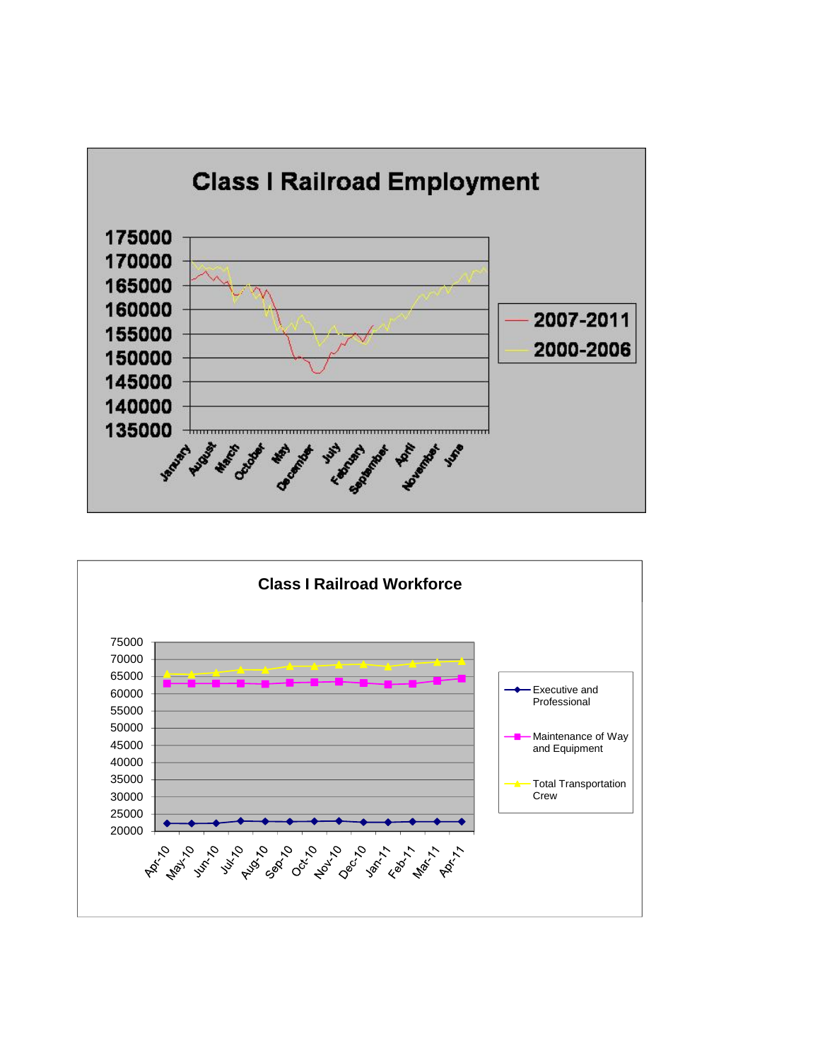Class I Railroad Employment

175000
170000
165000
160000
155000
150000
145000
140000
135000

January
August
March
October
May
December
July
February
September
April
November
June

2007-2011
2000-2006

Class I Railroad Workforce

75000
70000
65000
60000
55000
50000
45000
40000
35000
30000
25000
20000

Apr-10
May-10
Jun-10
Jul-10
Aug-10
Sep-10
Oct-10
Nov-10
Dec-10
Jan-11
Feb-11
Mar-11
Apr-11

Executive and Professional
Maintenance of Way and Equipment
Total Transportation Crew